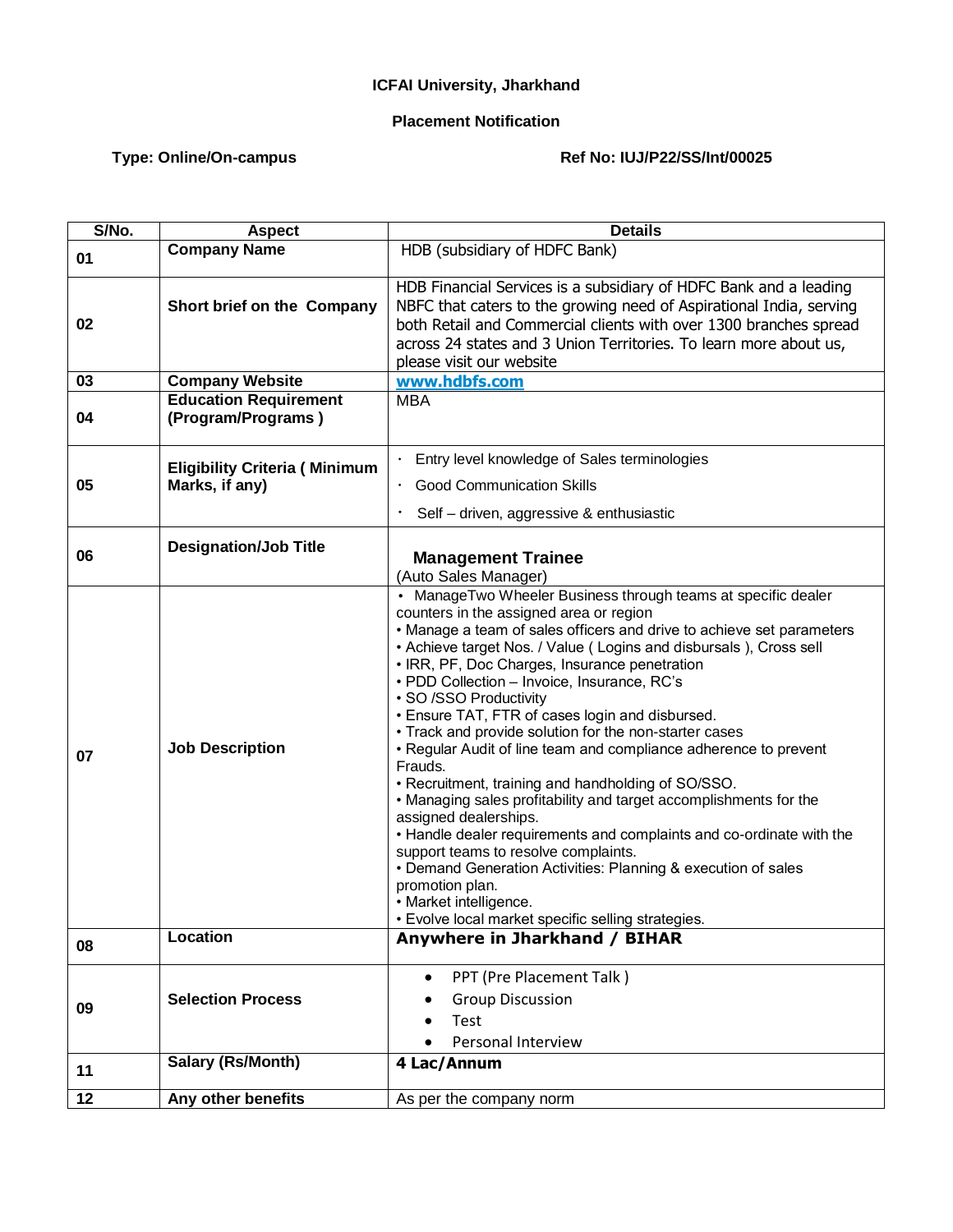**ICFAI University, Jharkhand**

**Placement Notification**

**Type: Online/On-campus** **Ref No: IUJ/P22/SS/Int/00025**

| S/No. | Aspect | Details |
|---|---|---|
| 01 | **Company Name** | HDB (subsidiary of HDFC Bank) |
| 02 | **Short brief on the Company** | HDB Financial Services is a subsidiary of HDFC Bank and a leading NBFC that caters to the growing need of Aspirational India, serving both Retail and Commercial clients with over 1300 branches spread across 24 states and 3 Union Territories. To learn more about us, please visit our website |
| 03 | **Company Website** | **www.hdbfs.com** |
| 04 | **Education Requirement (Program/Programs )** | MBA |
| 05 | **Eligibility Criteria ( Minimum Marks, if any)** | • Entry level knowledge of Sales terminologies<br>• Good Communication Skills<br>• Self – driven, aggressive & enthusiastic |
| 06 | **Designation/Job Title** | **Management Trainee**<br>(Auto Sales Manager) |
| 07 | **Job Description** | • ManageTwo Wheeler Business through teams at specific dealer counters in the assigned area or region<br>• Manage a team of sales officers and drive to achieve set parameters<br>• Achieve target Nos. / Value ( Logins and disbursals ), Cross sell<br>• IRR, PF, Doc Charges, Insurance penetration<br>• PDD Collection – Invoice, Insurance, RC's<br>• SO /SSO Productivity<br>• Ensure TAT, FTR of cases login and disbursed.<br>• Track and provide solution for the non-starter cases<br>• Regular Audit of line team and compliance adherence to prevent Frauds.<br>• Recruitment, training and handholding of SO/SSO.<br>• Managing sales profitability and target accomplishments for the assigned dealerships.<br>• Handle dealer requirements and complaints and co-ordinate with the support teams to resolve complaints.<br>• Demand Generation Activities: Planning & execution of sales promotion plan.<br>• Market intelligence.<br>• Evolve local market specific selling strategies. |
| 08 | **Location** | **Anywhere in Jharkhand / BIHAR** |
| 09 | **Selection Process** | • PPT (Pre Placement Talk )<br>• Group Discussion<br>• Test<br>• Personal Interview |
| 11 | **Salary (Rs/Month)** | **4 Lac/Annum** |
| 12 | **Any other benefits** | As per the company norm |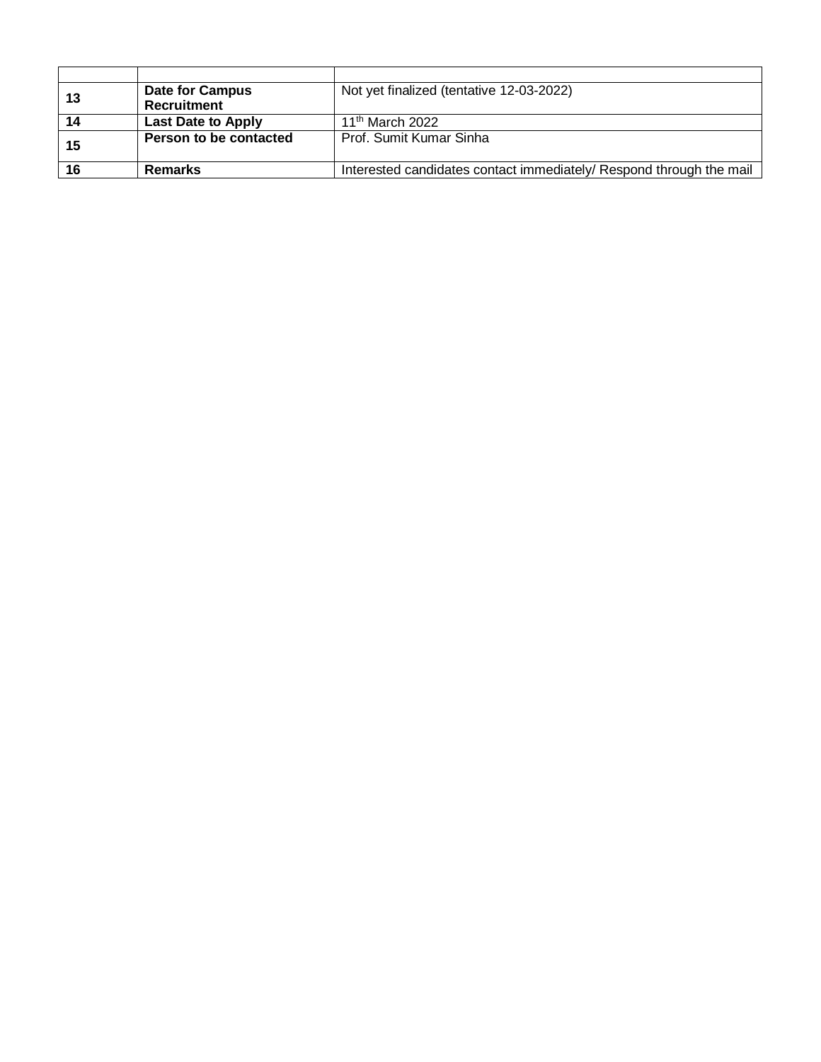| | | |
|---|---|---|
| | | |
| **13** | **Date for Campus Recruitment** | Not yet finalized (tentative 12-03-2022) |
| **14** | **Last Date to Apply** | 11th March 2022 |
| **15** | **Person to be contacted** | Prof. Sumit Kumar Sinha |
| **16** | **Remarks** | Interested candidates contact immediately/ Respond through the mail |